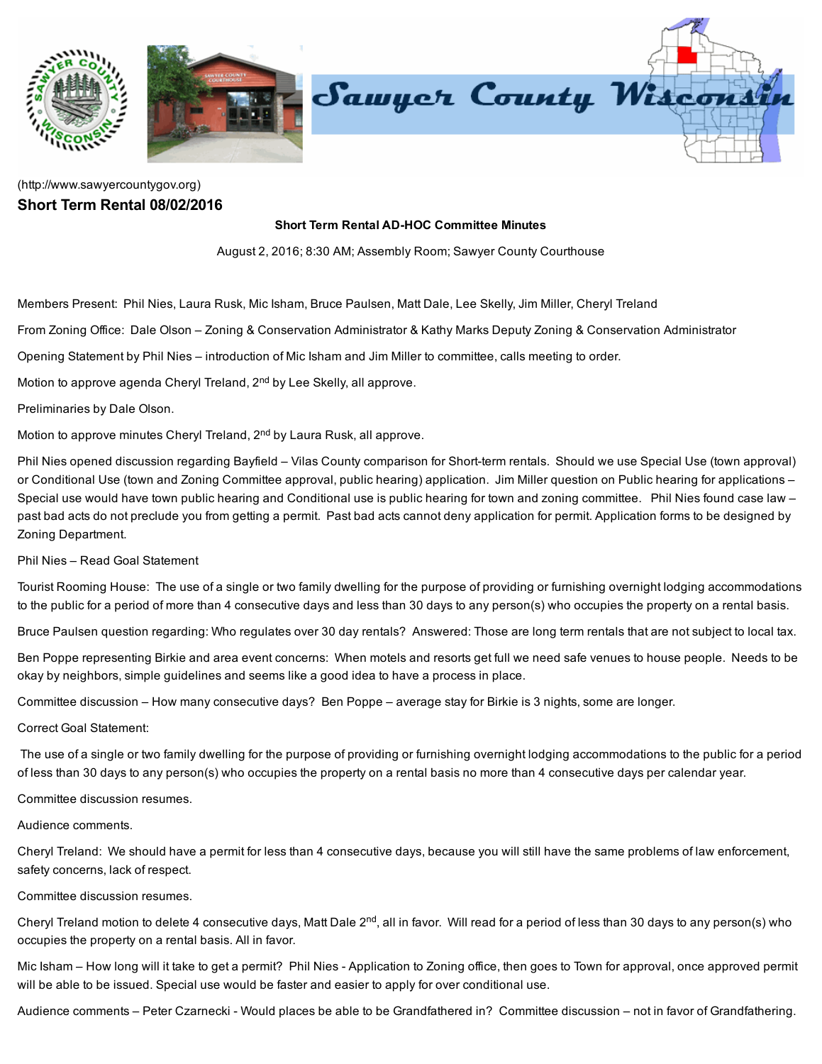(http://www.sawyercountygov.org)

## Short Term Rental 08/02/2016

**Short Term Rental AD-HOC Committee Minutes**

August 2, 2016; 8:30 AM; Assembly Room; Sawyer County Courthouse

Members Present: Phil Nies, Laura Rusk, Mic Isham, Bruce Paulsen, Matt Dale, Lee Skelly, Jim Miller, Cheryl Treland

From Zoning Office: Dale Olson – Zoning & Conservation Administrator & Kathy Marks Deputy Zoning & Conservation Administrator

Opening Statement by Phil Nies – introduction of Mic Isham and Jim Miller to committee, calls meeting to order.

Motion to approve agenda Cheryl Treland, 2nd by Lee Skelly, all approve.

Preliminaries by Dale Olson.

Motion to approve minutes Cheryl Treland, 2nd by Laura Rusk, all approve.

Phil Nies opened discussion regarding Bayfield – Vilas County comparison for Short-term rentals. Should we use Special Use (town approval) or Conditional Use (town and Zoning Committee approval, public hearing) application. Jim Miller question on Public hearing for applications – Special use would have town public hearing and Conditional use is public hearing for town and zoning committee. Phil Nies found case law – past bad acts do not preclude you from getting a permit. Past bad acts cannot deny application for permit. Application forms to be designed by Zoning Department.

Phil Nies – Read Goal Statement

Tourist Rooming House: The use of a single or two family dwelling for the purpose of providing or furnishing overnight lodging accommodations to the public for a period of more than 4 consecutive days and less than 30 days to any person(s) who occupies the property on a rental basis.

Bruce Paulsen question regarding: Who regulates over 30 day rentals? Answered: Those are long term rentals that are not subject to local tax.

Ben Poppe representing Birkie and area event concerns: When motels and resorts get full we need safe venues to house people. Needs to be okay by neighbors, simple guidelines and seems like a good idea to have a process in place.

Committee discussion – How many consecutive days? Ben Poppe – average stay for Birkie is 3 nights, some are longer.

Correct Goal Statement:

The use of a single or two family dwelling for the purpose of providing or furnishing overnight lodging accommodations to the public for a period of less than 30 days to any person(s) who occupies the property on a rental basis no more than 4 consecutive days per calendar year.

Committee discussion resumes.

Audience comments.

Cheryl Treland: We should have a permit for less than 4 consecutive days, because you will still have the same problems of law enforcement, safety concerns, lack of respect.

Committee discussion resumes.

Cheryl Treland motion to delete 4 consecutive days, Matt Dale 2nd, all in favor. Will read for a period of less than 30 days to any person(s) who occupies the property on a rental basis. All in favor.

Mic Isham – How long will it take to get a permit? Phil Nies - Application to Zoning office, then goes to Town for approval, once approved permit will be able to be issued. Special use would be faster and easier to apply for over conditional use.

Audience comments – Peter Czarnecki - Would places be able to be Grandfathered in? Committee discussion – not in favor of Grandfathering.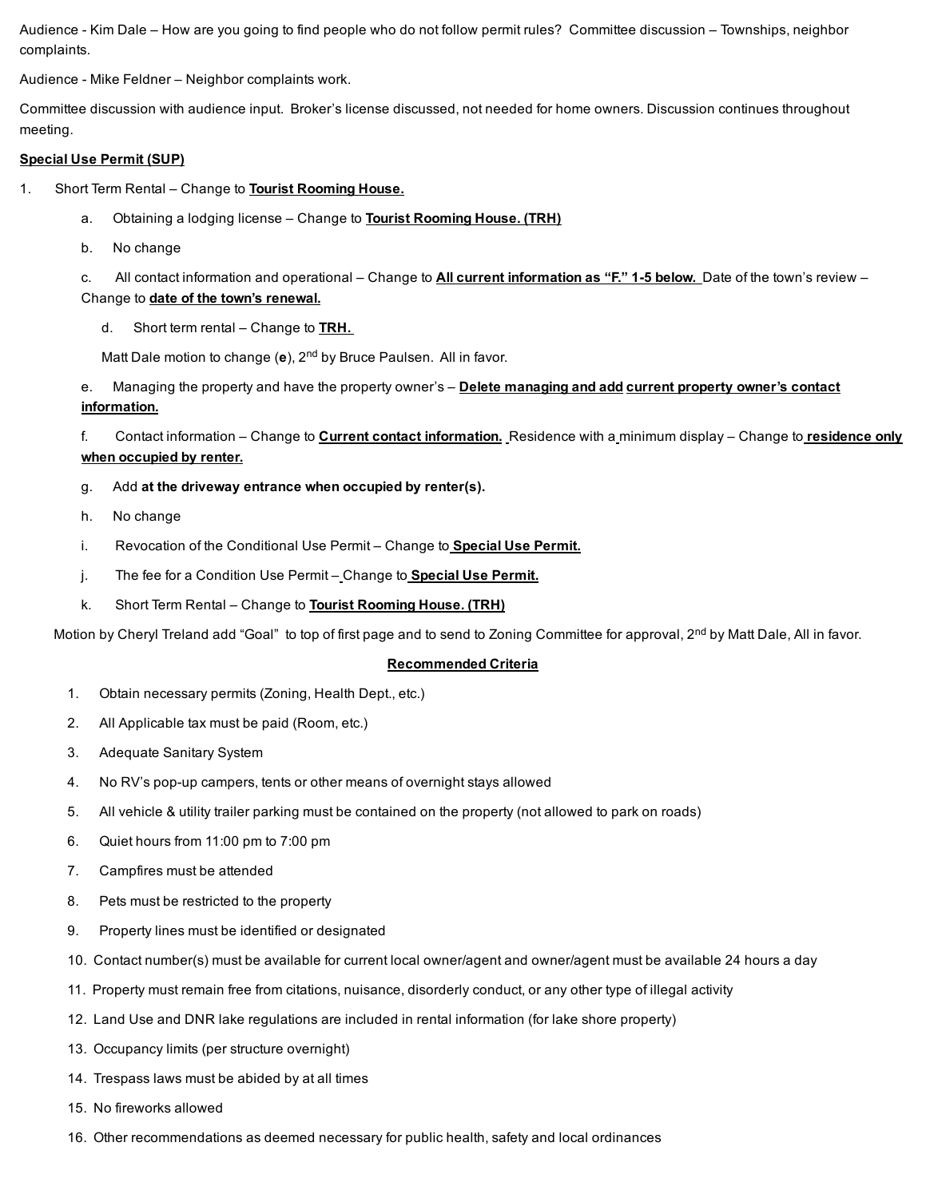Audience - Kim Dale – How are you going to find people who do not follow permit rules? Committee discussion – Townships, neighbor complaints.

Audience - Mike Feldner – Neighbor complaints work.

Committee discussion with audience input. Broker's license discussed, not needed for home owners. Discussion continues throughout meeting.

**Special Use Permit (SUP)**

1. Short Term Rental – Change to **Tourist Rooming House.**

   a. Obtaining a lodging license – Change to **Tourist Rooming House. (TRH)**

   b. No change

   c. All contact information and operational – Change to **All current information as "F." 1-5 below.** Date of the town's review – Change to **date of the town's renewal.**

   d. Short term rental – Change to **TRH.**

   Matt Dale motion to change (**e**), 2nd by Bruce Paulsen. All in favor.

   e. Managing the property and have the property owner's – **Delete managing and add current property owner's contact information.**

   f. Contact information – Change to **Current contact information.** Residence with a minimum display – Change to **residence only when occupied by renter.**

   g. Add **at the driveway entrance when occupied by renter(s).**

   h. No change

   i. Revocation of the Conditional Use Permit – Change to **Special Use Permit.**

   j. The fee for a Condition Use Permit – Change to **Special Use Permit.**

   k. Short Term Rental – Change to **Tourist Rooming House. (TRH)**

Motion by Cheryl Treland add "Goal" to top of first page and to send to Zoning Committee for approval, 2nd by Matt Dale, All in favor.

**Recommended Criteria**

1. Obtain necessary permits (Zoning, Health Dept., etc.)
2. All Applicable tax must be paid (Room, etc.)
3. Adequate Sanitary System
4. No RV's pop-up campers, tents or other means of overnight stays allowed
5. All vehicle & utility trailer parking must be contained on the property (not allowed to park on roads)
6. Quiet hours from 11:00 pm to 7:00 pm
7. Campfires must be attended
8. Pets must be restricted to the property
9. Property lines must be identified or designated
10. Contact number(s) must be available for current local owner/agent and owner/agent must be available 24 hours a day
11. Property must remain free from citations, nuisance, disorderly conduct, or any other type of illegal activity
12. Land Use and DNR lake regulations are included in rental information (for lake shore property)
13. Occupancy limits (per structure overnight)
14. Trespass laws must be abided by at all times
15. No fireworks allowed
16. Other recommendations as deemed necessary for public health, safety and local ordinances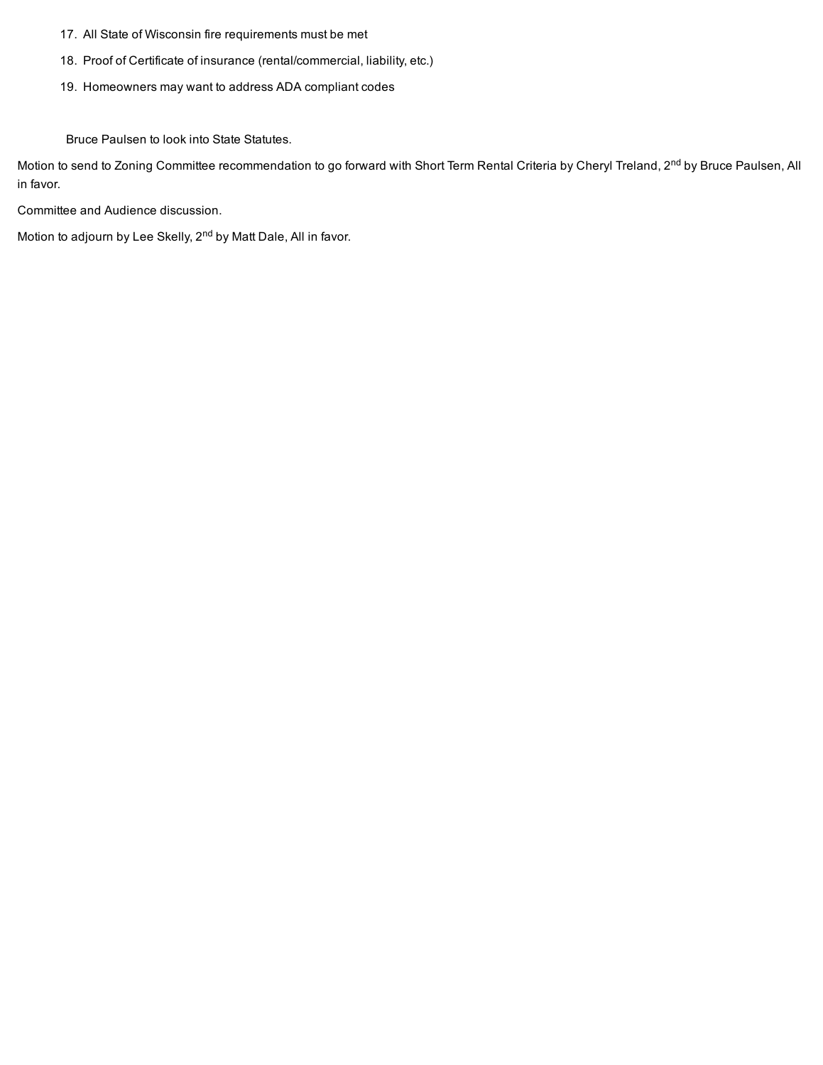17. All State of Wisconsin fire requirements must be met
18. Proof of Certificate of insurance (rental/commercial, liability, etc.)
19. Homeowners may want to address ADA compliant codes

Bruce Paulsen to look into State Statutes.

Motion to send to Zoning Committee recommendation to go forward with Short Term Rental Criteria by Cheryl Treland, 2nd by Bruce Paulsen, All in favor.

Committee and Audience discussion.

Motion to adjourn by Lee Skelly, 2nd by Matt Dale, All in favor.